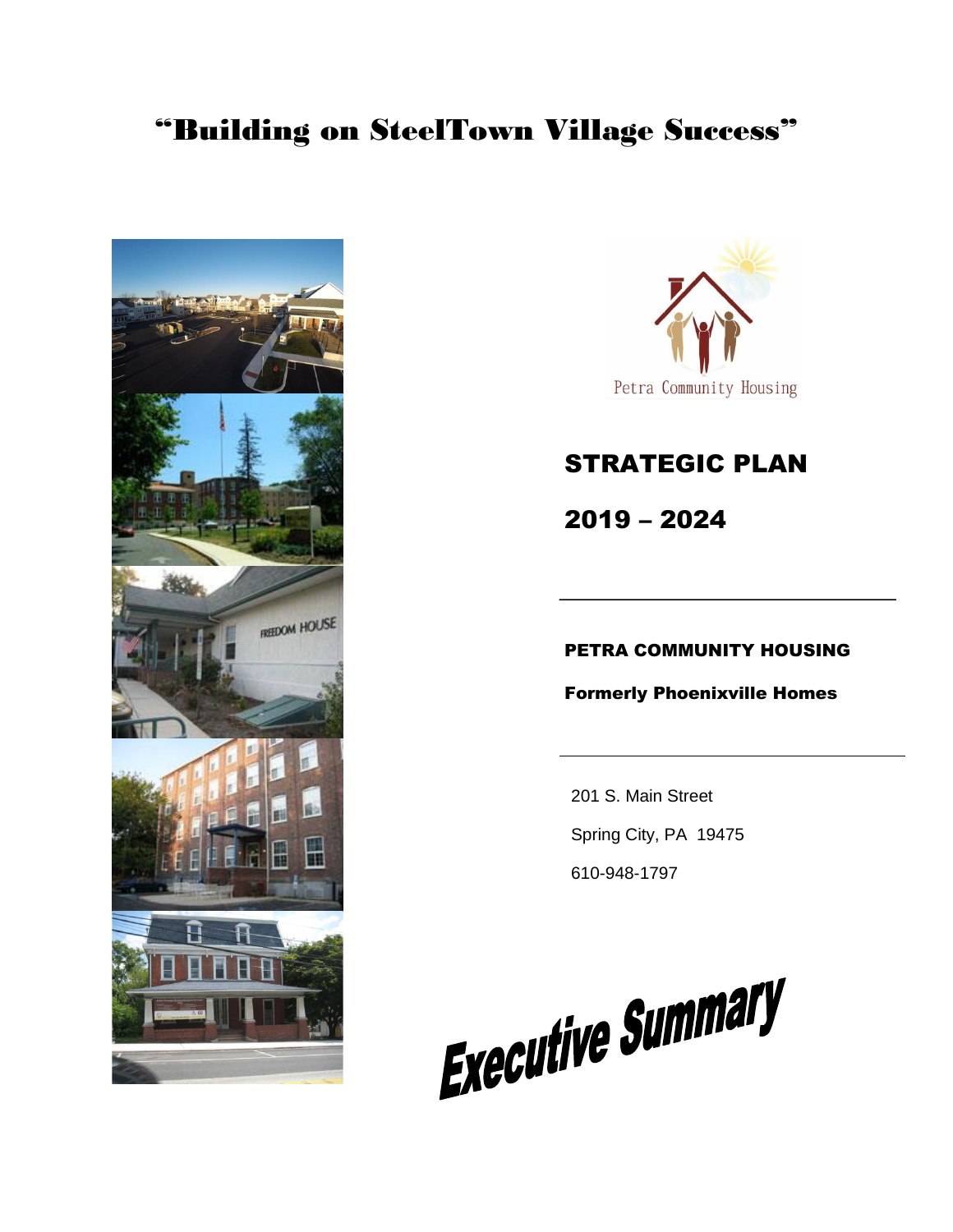# "Building on SteelTown Village Success"

Petra Community Housing

## STRATEGIC PLAN

## 2019 – 2024

**PETRA COMMUNITY HOUSING**

**Formerly Phoenixville Homes**

201 S. Main Street

Spring City, PA 19475

610-948-1797

***Executive Summary***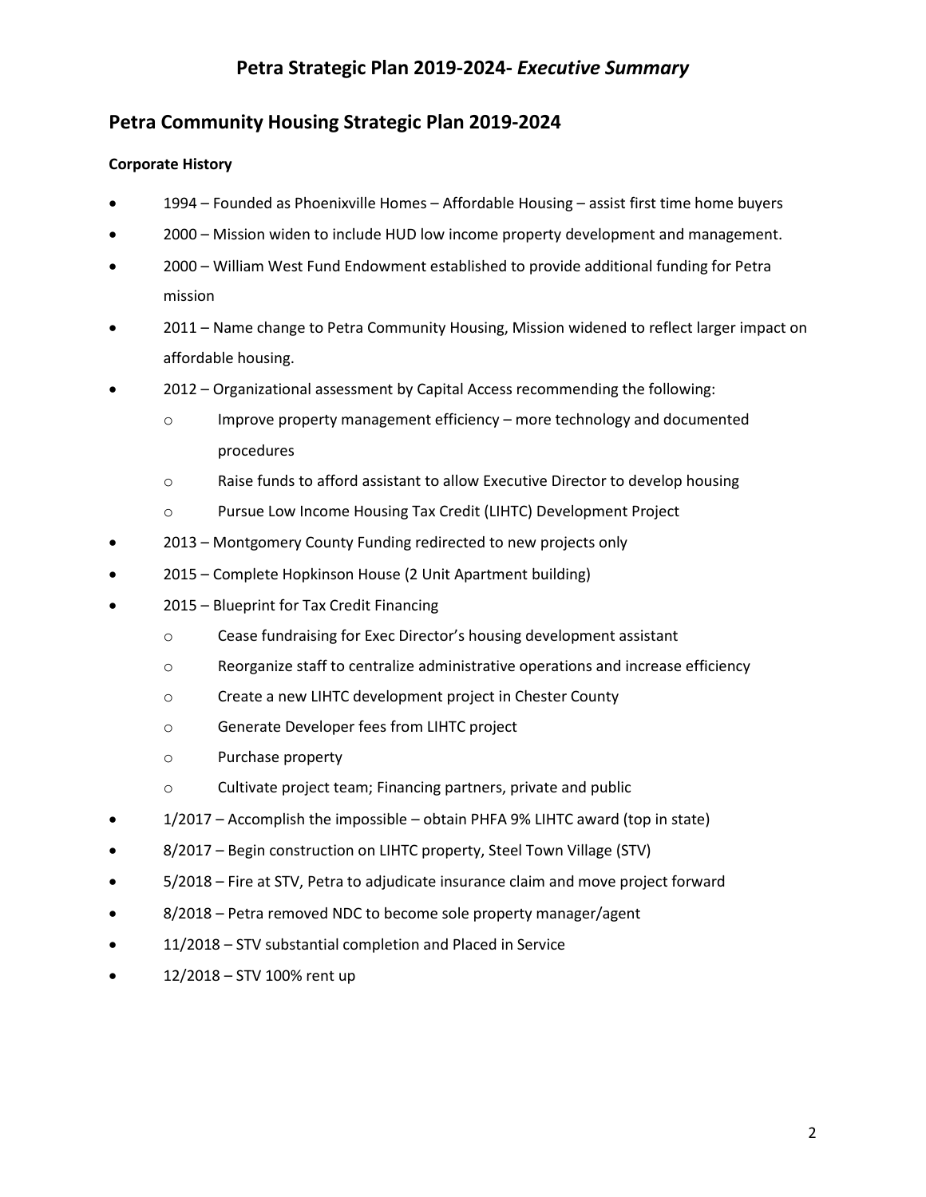# Petra Strategic Plan 2019-2024- *Executive Summary*

## Petra Community Housing Strategic Plan 2019-2024

**Corporate History**

- 1994 – Founded as Phoenixville Homes – Affordable Housing – assist first time home buyers
- 2000 – Mission widen to include HUD low income property development and management.
- 2000 – William West Fund Endowment established to provide additional funding for Petra mission
- 2011 – Name change to Petra Community Housing, Mission widened to reflect larger impact on affordable housing.
- 2012 – Organizational assessment by Capital Access recommending the following:
  - Improve property management efficiency – more technology and documented procedures
  - Raise funds to afford assistant to allow Executive Director to develop housing
  - Pursue Low Income Housing Tax Credit (LIHTC) Development Project
- 2013 – Montgomery County Funding redirected to new projects only
- 2015 – Complete Hopkinson House (2 Unit Apartment building)
- 2015 – Blueprint for Tax Credit Financing
  - Cease fundraising for Exec Director's housing development assistant
  - Reorganize staff to centralize administrative operations and increase efficiency
  - Create a new LIHTC development project in Chester County
  - Generate Developer fees from LIHTC project
  - Purchase property
  - Cultivate project team; Financing partners, private and public
- 1/2017 – Accomplish the impossible – obtain PHFA 9% LIHTC award (top in state)
- 8/2017 – Begin construction on LIHTC property, Steel Town Village (STV)
- 5/2018 – Fire at STV, Petra to adjudicate insurance claim and move project forward
- 8/2018 – Petra removed NDC to become sole property manager/agent
- 11/2018 – STV substantial completion and Placed in Service
- 12/2018 – STV 100% rent up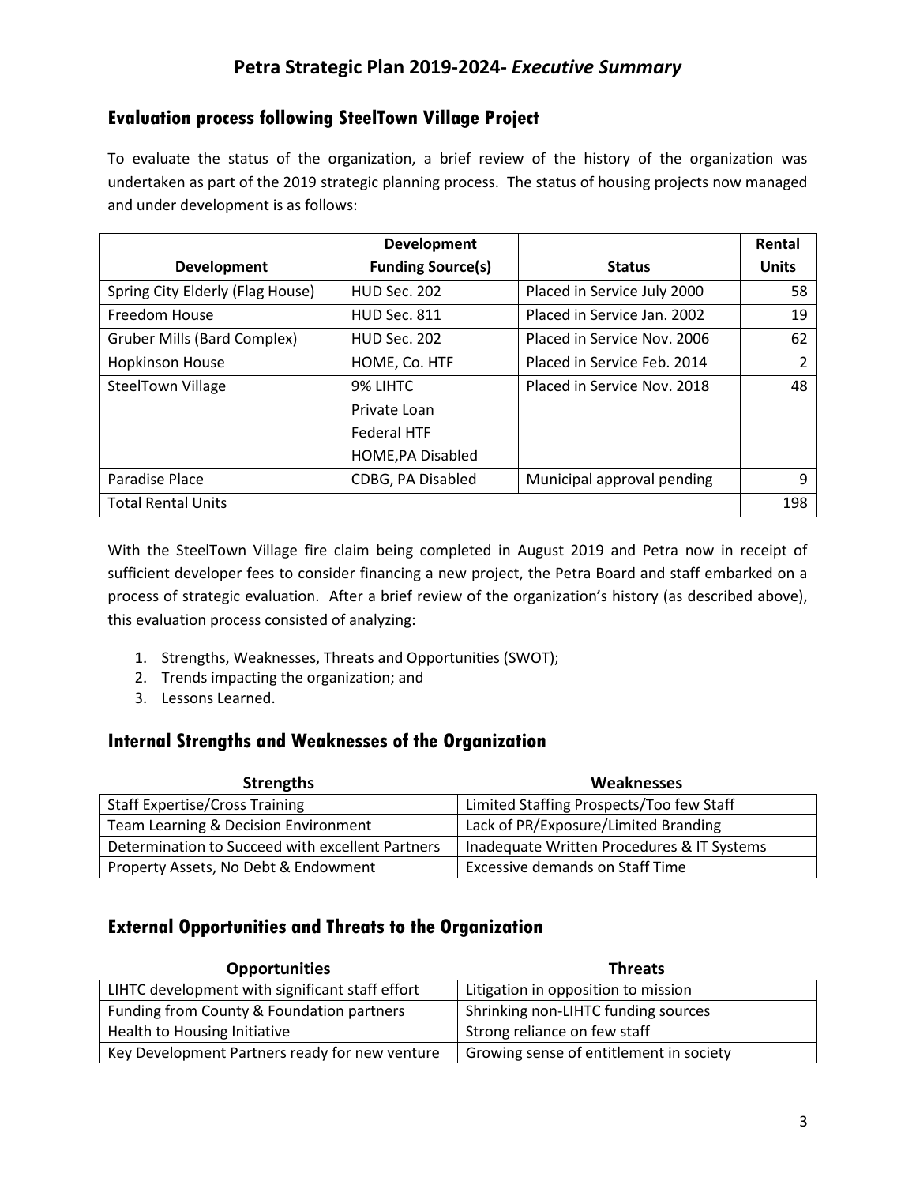# Petra Strategic Plan 2019-2024- *Executive Summary*

## Evaluation process following SteelTown Village Project

To evaluate the status of the organization, a brief review of the history of the organization was undertaken as part of the 2019 strategic planning process. The status of housing projects now managed and under development is as follows:

| Development | Development Funding Source(s) | Status | Rental Units |
|---|---|---|---|
| Spring City Elderly (Flag House) | HUD Sec. 202 | Placed in Service July 2000 | 58 |
| Freedom House | HUD Sec. 811 | Placed in Service Jan. 2002 | 19 |
| Gruber Mills (Bard Complex) | HUD Sec. 202 | Placed in Service Nov. 2006 | 62 |
| Hopkinson House | HOME, Co. HTF | Placed in Service Feb. 2014 | 2 |
| SteelTown Village | 9% LIHTC<br>Private Loan<br>Federal HTF<br>HOME,PA Disabled | Placed in Service Nov. 2018 | 48 |
| Paradise Place | CDBG, PA Disabled | Municipal approval pending | 9 |
| Total Rental Units | | | 198 |

With the SteelTown Village fire claim being completed in August 2019 and Petra now in receipt of sufficient developer fees to consider financing a new project, the Petra Board and staff embarked on a process of strategic evaluation. After a brief review of the organization's history (as described above), this evaluation process consisted of analyzing:

1. Strengths, Weaknesses, Threats and Opportunities (SWOT);
2. Trends impacting the organization; and
3. Lessons Learned.

## Internal Strengths and Weaknesses of the Organization

| Strengths | Weaknesses |
|---|---|
| Staff Expertise/Cross Training | Limited Staffing Prospects/Too few Staff |
| Team Learning & Decision Environment | Lack of PR/Exposure/Limited Branding |
| Determination to Succeed with excellent Partners | Inadequate Written Procedures & IT Systems |
| Property Assets, No Debt & Endowment | Excessive demands on Staff Time |

## External Opportunities and Threats to the Organization

| Opportunities | Threats |
|---|---|
| LIHTC development with significant staff effort | Litigation in opposition to mission |
| Funding from County & Foundation partners | Shrinking non-LIHTC funding sources |
| Health to Housing Initiative | Strong reliance on few staff |
| Key Development Partners ready for new venture | Growing sense of entitlement in society |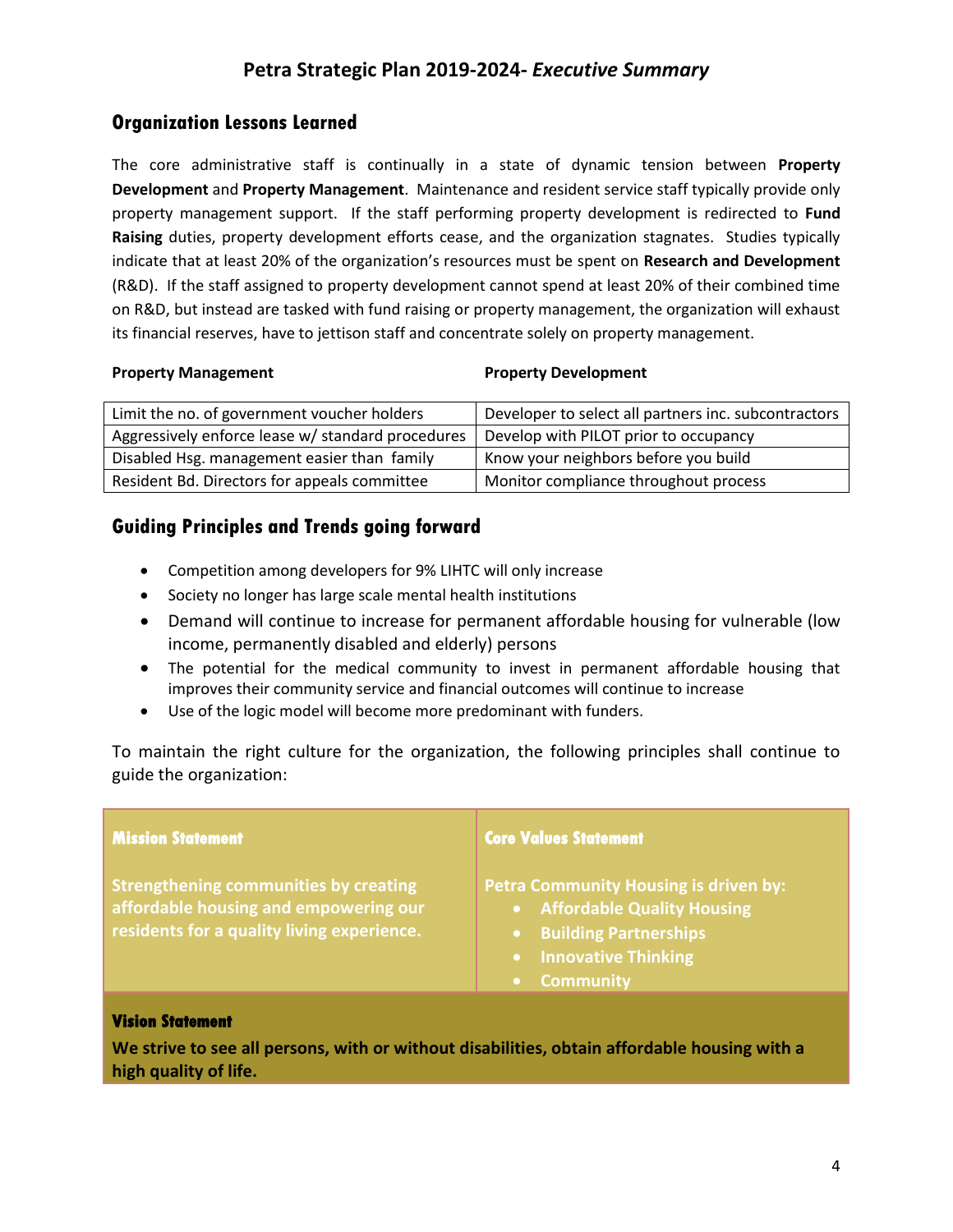# Petra Strategic Plan 2019-2024- *Executive Summary*

## Organization Lessons Learned

The core administrative staff is continually in a state of dynamic tension between **Property Development** and **Property Management**. Maintenance and resident service staff typically provide only property management support. If the staff performing property development is redirected to **Fund Raising** duties, property development efforts cease, and the organization stagnates. Studies typically indicate that at least 20% of the organization's resources must be spent on **Research and Development** (R&D). If the staff assigned to property development cannot spend at least 20% of their combined time on R&D, but instead are tasked with fund raising or property management, the organization will exhaust its financial reserves, have to jettison staff and concentrate solely on property management.

| **Property Management** | **Property Development** |
|---|---|
| Limit the no. of government voucher holders | Developer to select all partners inc. subcontractors |
| Aggressively enforce lease w/ standard procedures | Develop with PILOT prior to occupancy |
| Disabled Hsg. management easier than family | Know your neighbors before you build |
| Resident Bd. Directors for appeals committee | Monitor compliance throughout process |

## Guiding Principles and Trends going forward

- Competition among developers for 9% LIHTC will only increase
- Society no longer has large scale mental health institutions
- Demand will continue to increase for permanent affordable housing for vulnerable (low income, permanently disabled and elderly) persons
- The potential for the medical community to invest in permanent affordable housing that improves their community service and financial outcomes will continue to increase
- Use of the logic model will become more predominant with funders.

To maintain the right culture for the organization, the following principles shall continue to guide the organization:

| **Mission Statement** | **Core Values Statement** |
|---|---|
| **Strengthening communities by creating affordable housing and empowering our residents for a quality living experience.** | **Petra Community Housing is driven by:**<br>• **Affordable Quality Housing**<br>• **Building Partnerships**<br>• **Innovative Thinking**<br>• **Community** |

**Vision Statement**

**We strive to see all persons, with or without disabilities, obtain affordable housing with a high quality of life.**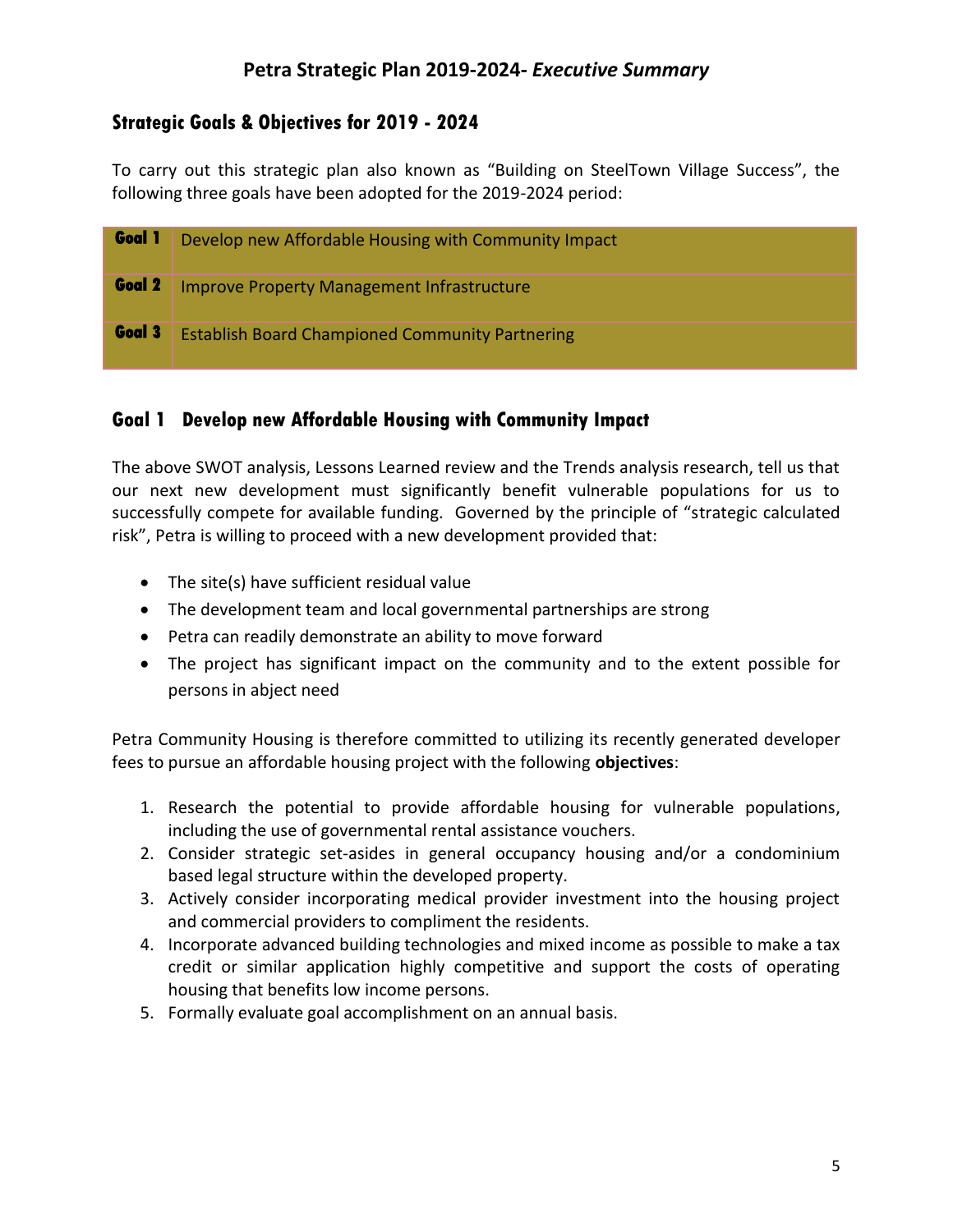# Petra Strategic Plan 2019-2024- *Executive Summary*

## Strategic Goals & Objectives for 2019 - 2024

To carry out this strategic plan also known as "Building on SteelTown Village Success", the following three goals have been adopted for the 2019-2024 period:

| | |
|---|---|
| **Goal 1** | Develop new Affordable Housing with Community Impact |
| **Goal 2** | Improve Property Management Infrastructure |
| **Goal 3** | Establish Board Championed Community Partnering |

## Goal 1 Develop new Affordable Housing with Community Impact

The above SWOT analysis, Lessons Learned review and the Trends analysis research, tell us that our next new development must significantly benefit vulnerable populations for us to successfully compete for available funding. Governed by the principle of "strategic calculated risk", Petra is willing to proceed with a new development provided that:

- The site(s) have sufficient residual value
- The development team and local governmental partnerships are strong
- Petra can readily demonstrate an ability to move forward
- The project has significant impact on the community and to the extent possible for persons in abject need

Petra Community Housing is therefore committed to utilizing its recently generated developer fees to pursue an affordable housing project with the following **objectives**:

1. Research the potential to provide affordable housing for vulnerable populations, including the use of governmental rental assistance vouchers.
2. Consider strategic set-asides in general occupancy housing and/or a condominium based legal structure within the developed property.
3. Actively consider incorporating medical provider investment into the housing project and commercial providers to compliment the residents.
4. Incorporate advanced building technologies and mixed income as possible to make a tax credit or similar application highly competitive and support the costs of operating housing that benefits low income persons.
5. Formally evaluate goal accomplishment on an annual basis.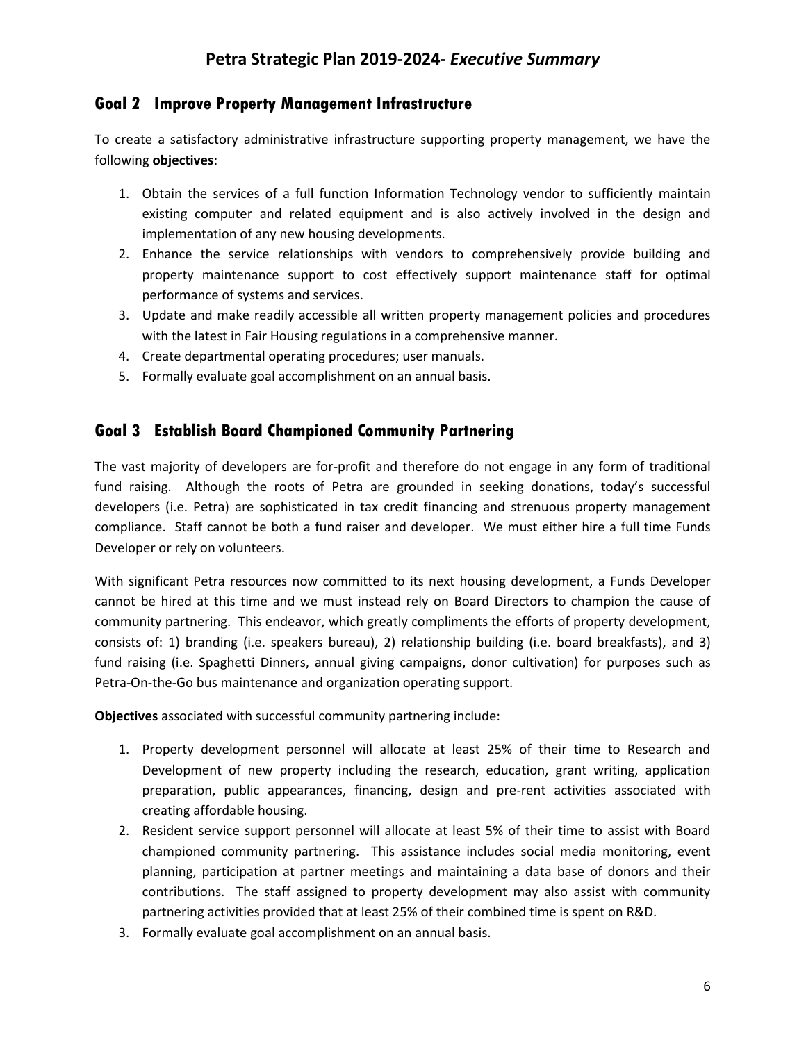## Goal 2 Improve Property Management Infrastructure

To create a satisfactory administrative infrastructure supporting property management, we have the following **objectives**:

1. Obtain the services of a full function Information Technology vendor to sufficiently maintain existing computer and related equipment and is also actively involved in the design and implementation of any new housing developments.
2. Enhance the service relationships with vendors to comprehensively provide building and property maintenance support to cost effectively support maintenance staff for optimal performance of systems and services.
3. Update and make readily accessible all written property management policies and procedures with the latest in Fair Housing regulations in a comprehensive manner.
4. Create departmental operating procedures; user manuals.
5. Formally evaluate goal accomplishment on an annual basis.

## Goal 3 Establish Board Championed Community Partnering

The vast majority of developers are for-profit and therefore do not engage in any form of traditional fund raising. Although the roots of Petra are grounded in seeking donations, today's successful developers (i.e. Petra) are sophisticated in tax credit financing and strenuous property management compliance. Staff cannot be both a fund raiser and developer. We must either hire a full time Funds Developer or rely on volunteers.

With significant Petra resources now committed to its next housing development, a Funds Developer cannot be hired at this time and we must instead rely on Board Directors to champion the cause of community partnering. This endeavor, which greatly compliments the efforts of property development, consists of: 1) branding (i.e. speakers bureau), 2) relationship building (i.e. board breakfasts), and 3) fund raising (i.e. Spaghetti Dinners, annual giving campaigns, donor cultivation) for purposes such as Petra-On-the-Go bus maintenance and organization operating support.

**Objectives** associated with successful community partnering include:

1. Property development personnel will allocate at least 25% of their time to Research and Development of new property including the research, education, grant writing, application preparation, public appearances, financing, design and pre-rent activities associated with creating affordable housing.
2. Resident service support personnel will allocate at least 5% of their time to assist with Board championed community partnering. This assistance includes social media monitoring, event planning, participation at partner meetings and maintaining a data base of donors and their contributions. The staff assigned to property development may also assist with community partnering activities provided that at least 25% of their combined time is spent on R&D.
3. Formally evaluate goal accomplishment on an annual basis.